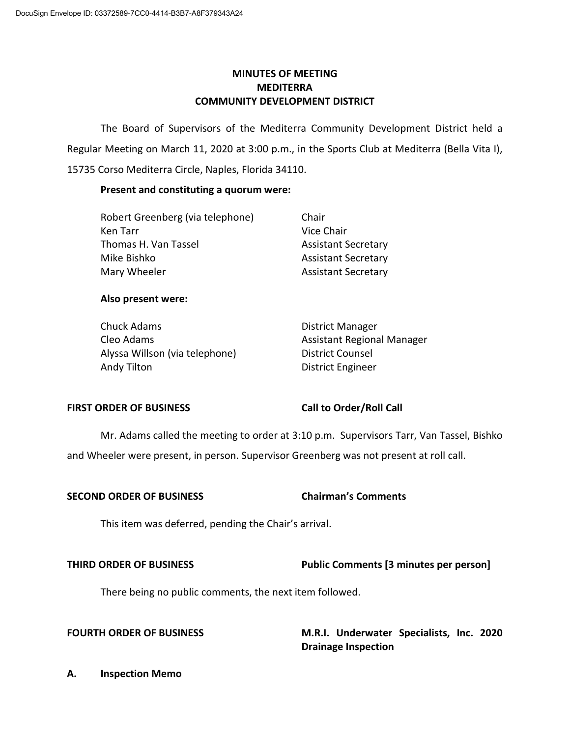DocuSign Envelope ID: 03372589-7CC0-4414-B3B7-A8F379343A24

# MINUTES OF MEETING
# MEDITERRA
# COMMUNITY DEVELOPMENT DISTRICT

The Board of Supervisors of the Mediterra Community Development District held a Regular Meeting on March 11, 2020 at 3:00 p.m., in the Sports Club at Mediterra (Bella Vita I), 15735 Corso Mediterra Circle, Naples, Florida 34110.

**Present and constituting a quorum were:**

| | |
|---|---|
| Robert Greenberg (via telephone) | Chair |
| Ken Tarr | Vice Chair |
| Thomas H. Van Tassel | Assistant Secretary |
| Mike Bishko | Assistant Secretary |
| Mary Wheeler | Assistant Secretary |

**Also present were:**

| | |
|---|---|
| Chuck Adams | District Manager |
| Cleo Adams | Assistant Regional Manager |
| Alyssa Willson (via telephone) | District Counsel |
| Andy Tilton | District Engineer |

**FIRST ORDER OF BUSINESS** — **Call to Order/Roll Call**

Mr. Adams called the meeting to order at 3:10 p.m. Supervisors Tarr, Van Tassel, Bishko and Wheeler were present, in person. Supervisor Greenberg was not present at roll call.

**SECOND ORDER OF BUSINESS** — **Chairman's Comments**

This item was deferred, pending the Chair's arrival.

**THIRD ORDER OF BUSINESS** — **Public Comments [3 minutes per person]**

There being no public comments, the next item followed.

**FOURTH ORDER OF BUSINESS** — **M.R.I. Underwater Specialists, Inc. 2020 Drainage Inspection**

**A. Inspection Memo**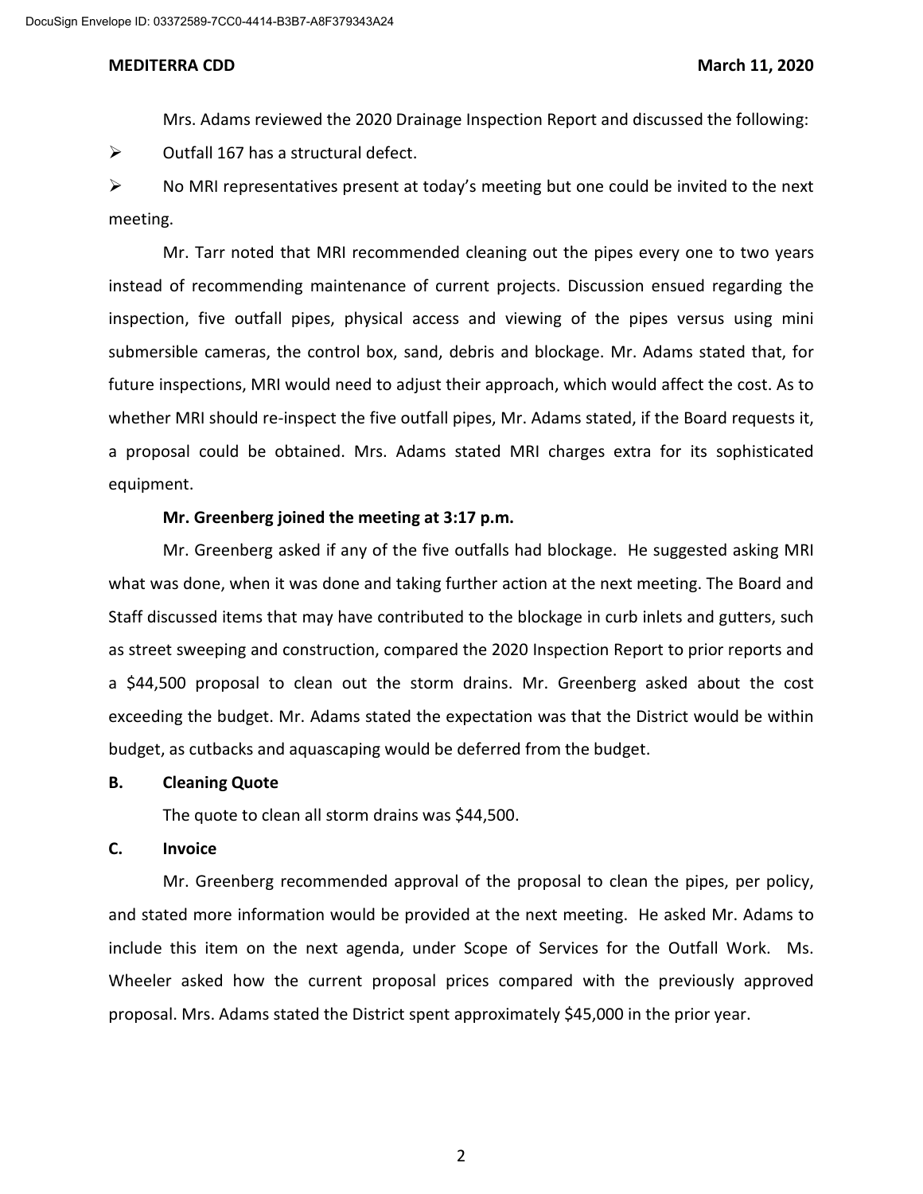Mrs. Adams reviewed the 2020 Drainage Inspection Report and discussed the following:

- Outfall 167 has a structural defect.
- No MRI representatives present at today's meeting but one could be invited to the next meeting.

Mr. Tarr noted that MRI recommended cleaning out the pipes every one to two years instead of recommending maintenance of current projects. Discussion ensued regarding the inspection, five outfall pipes, physical access and viewing of the pipes versus using mini submersible cameras, the control box, sand, debris and blockage. Mr. Adams stated that, for future inspections, MRI would need to adjust their approach, which would affect the cost. As to whether MRI should re-inspect the five outfall pipes, Mr. Adams stated, if the Board requests it, a proposal could be obtained. Mrs. Adams stated MRI charges extra for its sophisticated equipment.

**Mr. Greenberg joined the meeting at 3:17 p.m.**

Mr. Greenberg asked if any of the five outfalls had blockage. He suggested asking MRI what was done, when it was done and taking further action at the next meeting. The Board and Staff discussed items that may have contributed to the blockage in curb inlets and gutters, such as street sweeping and construction, compared the 2020 Inspection Report to prior reports and a $44,500 proposal to clean out the storm drains. Mr. Greenberg asked about the cost exceeding the budget. Mr. Adams stated the expectation was that the District would be within budget, as cutbacks and aquascaping would be deferred from the budget.

**B. Cleaning Quote**

The quote to clean all storm drains was $44,500.

**C. Invoice**

Mr. Greenberg recommended approval of the proposal to clean the pipes, per policy, and stated more information would be provided at the next meeting. He asked Mr. Adams to include this item on the next agenda, under Scope of Services for the Outfall Work. Ms. Wheeler asked how the current proposal prices compared with the previously approved proposal. Mrs. Adams stated the District spent approximately $45,000 in the prior year.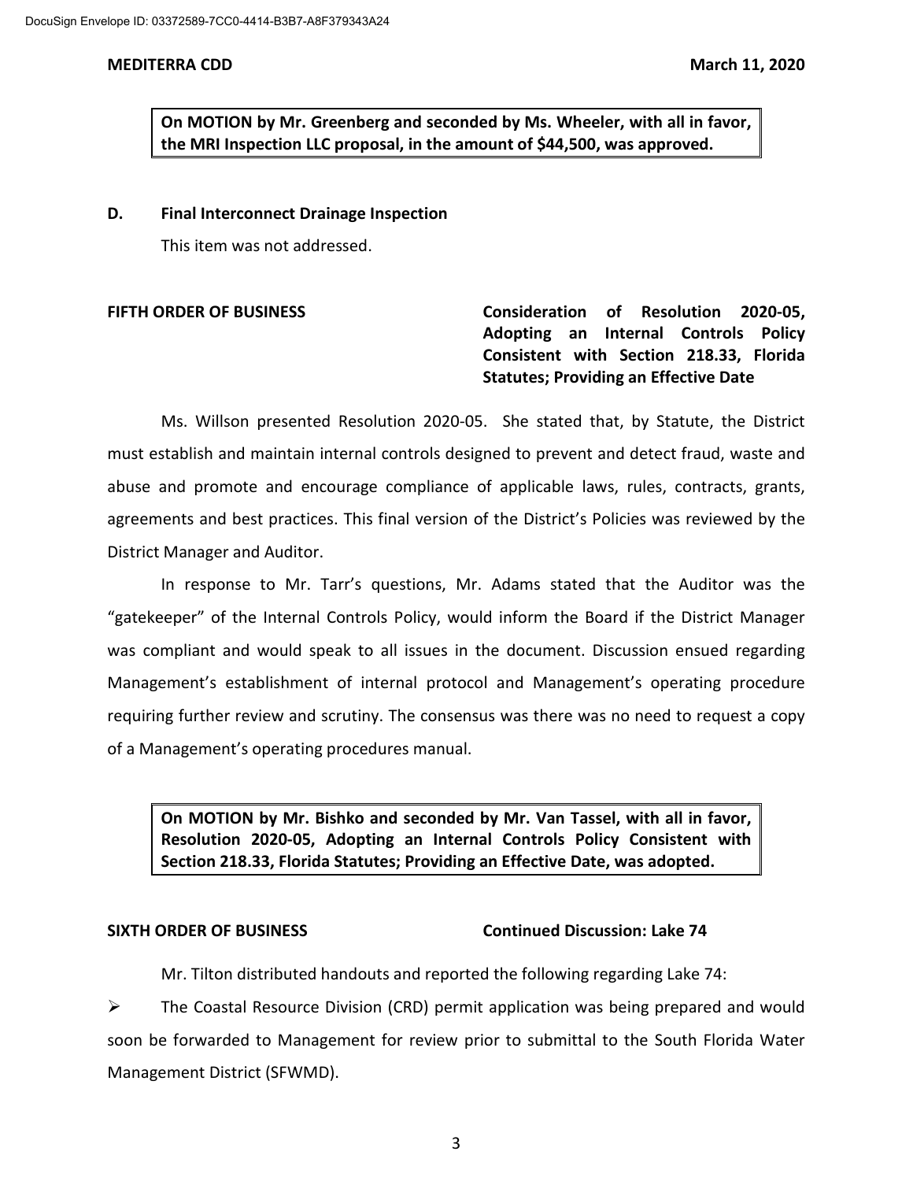**On MOTION by Mr. Greenberg and seconded by Ms. Wheeler, with all in favor, the MRI Inspection LLC proposal, in the amount of $44,500, was approved.**

**D. Final Interconnect Drainage Inspection**

This item was not addressed.

**FIFTH ORDER OF BUSINESS** **Consideration of Resolution 2020-05, Adopting an Internal Controls Policy Consistent with Section 218.33, Florida Statutes; Providing an Effective Date**

Ms. Willson presented Resolution 2020-05. She stated that, by Statute, the District must establish and maintain internal controls designed to prevent and detect fraud, waste and abuse and promote and encourage compliance of applicable laws, rules, contracts, grants, agreements and best practices. This final version of the District's Policies was reviewed by the District Manager and Auditor.

In response to Mr. Tarr's questions, Mr. Adams stated that the Auditor was the "gatekeeper" of the Internal Controls Policy, would inform the Board if the District Manager was compliant and would speak to all issues in the document. Discussion ensued regarding Management's establishment of internal protocol and Management's operating procedure requiring further review and scrutiny. The consensus was there was no need to request a copy of a Management's operating procedures manual.

**On MOTION by Mr. Bishko and seconded by Mr. Van Tassel, with all in favor, Resolution 2020-05, Adopting an Internal Controls Policy Consistent with Section 218.33, Florida Statutes; Providing an Effective Date, was adopted.**

**SIXTH ORDER OF BUSINESS** **Continued Discussion: Lake 74**

Mr. Tilton distributed handouts and reported the following regarding Lake 74:

- The Coastal Resource Division (CRD) permit application was being prepared and would soon be forwarded to Management for review prior to submittal to the South Florida Water Management District (SFWMD).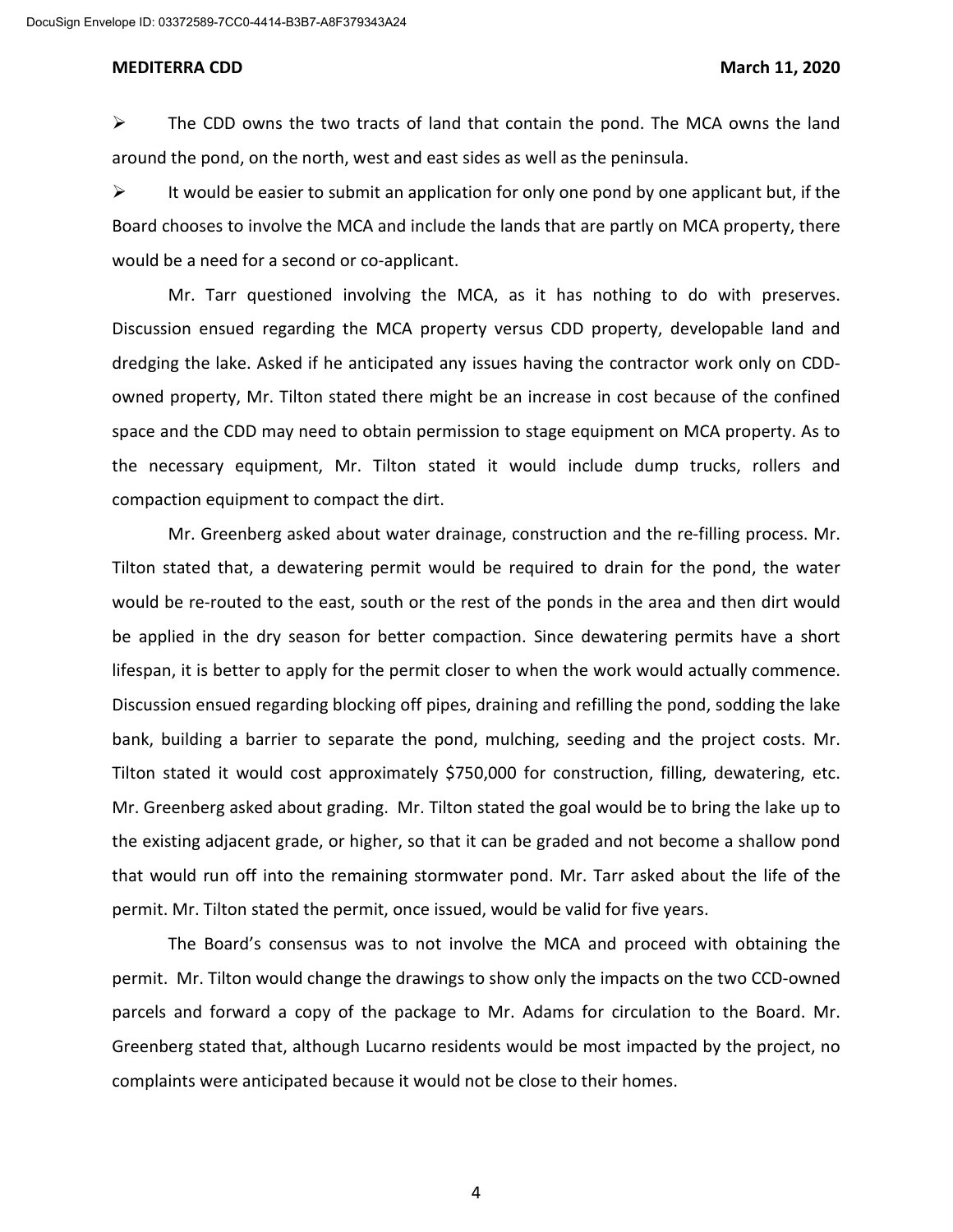- The CDD owns the two tracts of land that contain the pond. The MCA owns the land around the pond, on the north, west and east sides as well as the peninsula.
- It would be easier to submit an application for only one pond by one applicant but, if the Board chooses to involve the MCA and include the lands that are partly on MCA property, there would be a need for a second or co-applicant.

Mr. Tarr questioned involving the MCA, as it has nothing to do with preserves. Discussion ensued regarding the MCA property versus CDD property, developable land and dredging the lake. Asked if he anticipated any issues having the contractor work only on CDD-owned property, Mr. Tilton stated there might be an increase in cost because of the confined space and the CDD may need to obtain permission to stage equipment on MCA property. As to the necessary equipment, Mr. Tilton stated it would include dump trucks, rollers and compaction equipment to compact the dirt.

Mr. Greenberg asked about water drainage, construction and the re-filling process. Mr. Tilton stated that, a dewatering permit would be required to drain for the pond, the water would be re-routed to the east, south or the rest of the ponds in the area and then dirt would be applied in the dry season for better compaction. Since dewatering permits have a short lifespan, it is better to apply for the permit closer to when the work would actually commence. Discussion ensued regarding blocking off pipes, draining and refilling the pond, sodding the lake bank, building a barrier to separate the pond, mulching, seeding and the project costs. Mr. Tilton stated it would cost approximately $750,000 for construction, filling, dewatering, etc. Mr. Greenberg asked about grading. Mr. Tilton stated the goal would be to bring the lake up to the existing adjacent grade, or higher, so that it can be graded and not become a shallow pond that would run off into the remaining stormwater pond. Mr. Tarr asked about the life of the permit. Mr. Tilton stated the permit, once issued, would be valid for five years.

The Board's consensus was to not involve the MCA and proceed with obtaining the permit. Mr. Tilton would change the drawings to show only the impacts on the two CCD-owned parcels and forward a copy of the package to Mr. Adams for circulation to the Board. Mr. Greenberg stated that, although Lucarno residents would be most impacted by the project, no complaints were anticipated because it would not be close to their homes.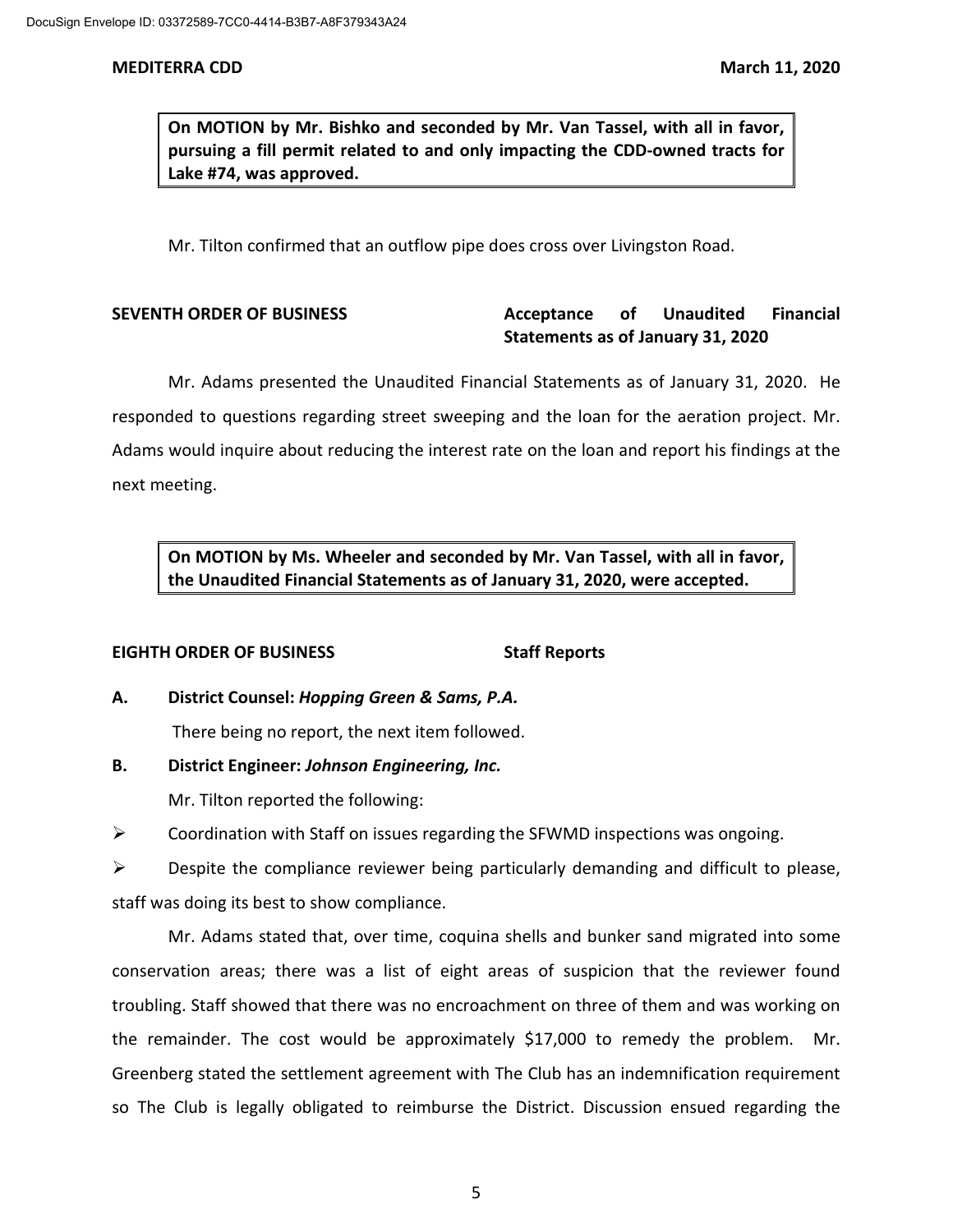**On MOTION by Mr. Bishko and seconded by Mr. Van Tassel, with all in favor, pursuing a fill permit related to and only impacting the CDD-owned tracts for Lake #74, was approved.**

Mr. Tilton confirmed that an outflow pipe does cross over Livingston Road.

**SEVENTH ORDER OF BUSINESS** **Acceptance of Unaudited Financial Statements as of January 31, 2020**

Mr. Adams presented the Unaudited Financial Statements as of January 31, 2020. He responded to questions regarding street sweeping and the loan for the aeration project. Mr. Adams would inquire about reducing the interest rate on the loan and report his findings at the next meeting.

**On MOTION by Ms. Wheeler and seconded by Mr. Van Tassel, with all in favor, the Unaudited Financial Statements as of January 31, 2020, were accepted.**

**EIGHTH ORDER OF BUSINESS** **Staff Reports**

**A. District Counsel: *Hopping Green & Sams, P.A.***

There being no report, the next item followed.

**B. District Engineer: *Johnson Engineering, Inc.***

Mr. Tilton reported the following:

- Coordination with Staff on issues regarding the SFWMD inspections was ongoing.
- Despite the compliance reviewer being particularly demanding and difficult to please, staff was doing its best to show compliance.

Mr. Adams stated that, over time, coquina shells and bunker sand migrated into some conservation areas; there was a list of eight areas of suspicion that the reviewer found troubling. Staff showed that there was no encroachment on three of them and was working on the remainder. The cost would be approximately $17,000 to remedy the problem. Mr. Greenberg stated the settlement agreement with The Club has an indemnification requirement so The Club is legally obligated to reimburse the District. Discussion ensued regarding the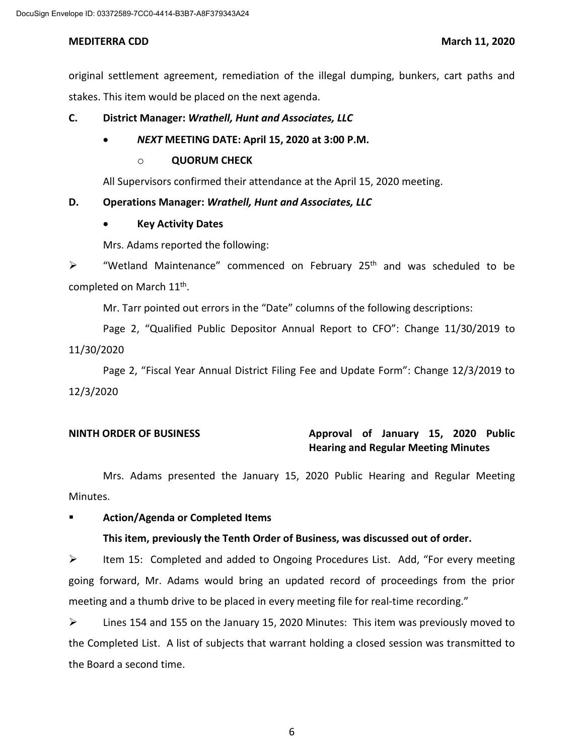original settlement agreement, remediation of the illegal dumping, bunkers, cart paths and stakes. This item would be placed on the next agenda.

**C. District Manager: *Wrathell, Hunt and Associates, LLC***

- ***NEXT* MEETING DATE: April 15, 2020 at 3:00 P.M.**
  - **QUORUM CHECK**

All Supervisors confirmed their attendance at the April 15, 2020 meeting.

**D. Operations Manager: *Wrathell, Hunt and Associates, LLC***

- **Key Activity Dates**

Mrs. Adams reported the following:

- "Wetland Maintenance" commenced on February 25th and was scheduled to be completed on March 11th.

Mr. Tarr pointed out errors in the "Date" columns of the following descriptions:

Page 2, "Qualified Public Depositor Annual Report to CFO": Change 11/30/2019 to 11/30/2020

Page 2, "Fiscal Year Annual District Filing Fee and Update Form": Change 12/3/2019 to 12/3/2020

**NINTH ORDER OF BUSINESS** — **Approval of January 15, 2020 Public Hearing and Regular Meeting Minutes**

Mrs. Adams presented the January 15, 2020 Public Hearing and Regular Meeting Minutes.

- **Action/Agenda or Completed Items**

**This item, previously the Tenth Order of Business, was discussed out of order.**

- Item 15: Completed and added to Ongoing Procedures List. Add, "For every meeting going forward, Mr. Adams would bring an updated record of proceedings from the prior meeting and a thumb drive to be placed in every meeting file for real-time recording."
- Lines 154 and 155 on the January 15, 2020 Minutes: This item was previously moved to the Completed List. A list of subjects that warrant holding a closed session was transmitted to the Board a second time.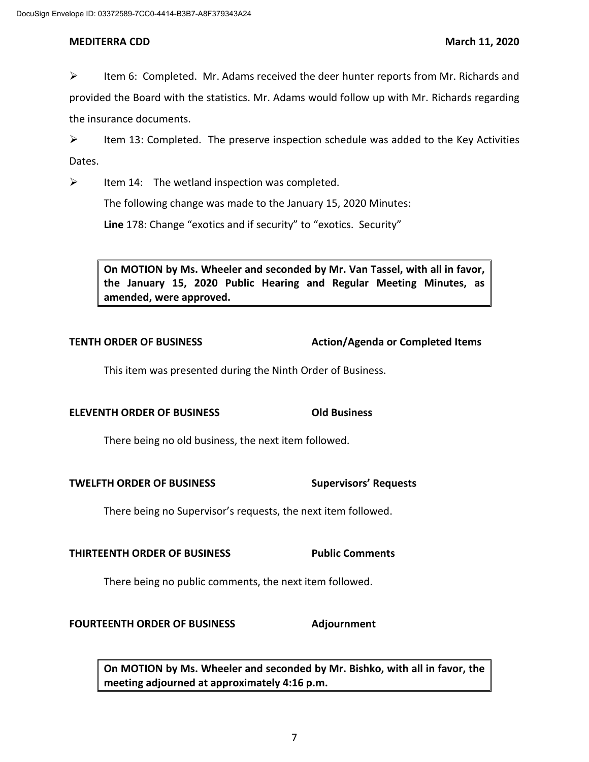- Item 6: Completed. Mr. Adams received the deer hunter reports from Mr. Richards and provided the Board with the statistics. Mr. Adams would follow up with Mr. Richards regarding the insurance documents.
- Item 13: Completed. The preserve inspection schedule was added to the Key Activities Dates.
- Item 14: The wetland inspection was completed.

The following change was made to the January 15, 2020 Minutes:

**Line** 178: Change "exotics and if security" to "exotics. Security"

> **On MOTION by Ms. Wheeler and seconded by Mr. Van Tassel, with all in favor, the January 15, 2020 Public Hearing and Regular Meeting Minutes, as amended, were approved.**

**TENTH ORDER OF BUSINESS** **Action/Agenda or Completed Items**

This item was presented during the Ninth Order of Business.

**ELEVENTH ORDER OF BUSINESS** **Old Business**

There being no old business, the next item followed.

**TWELFTH ORDER OF BUSINESS** **Supervisors' Requests**

There being no Supervisor's requests, the next item followed.

**THIRTEENTH ORDER OF BUSINESS** **Public Comments**

There being no public comments, the next item followed.

**FOURTEENTH ORDER OF BUSINESS** **Adjournment**

> **On MOTION by Ms. Wheeler and seconded by Mr. Bishko, with all in favor, the meeting adjourned at approximately 4:16 p.m.**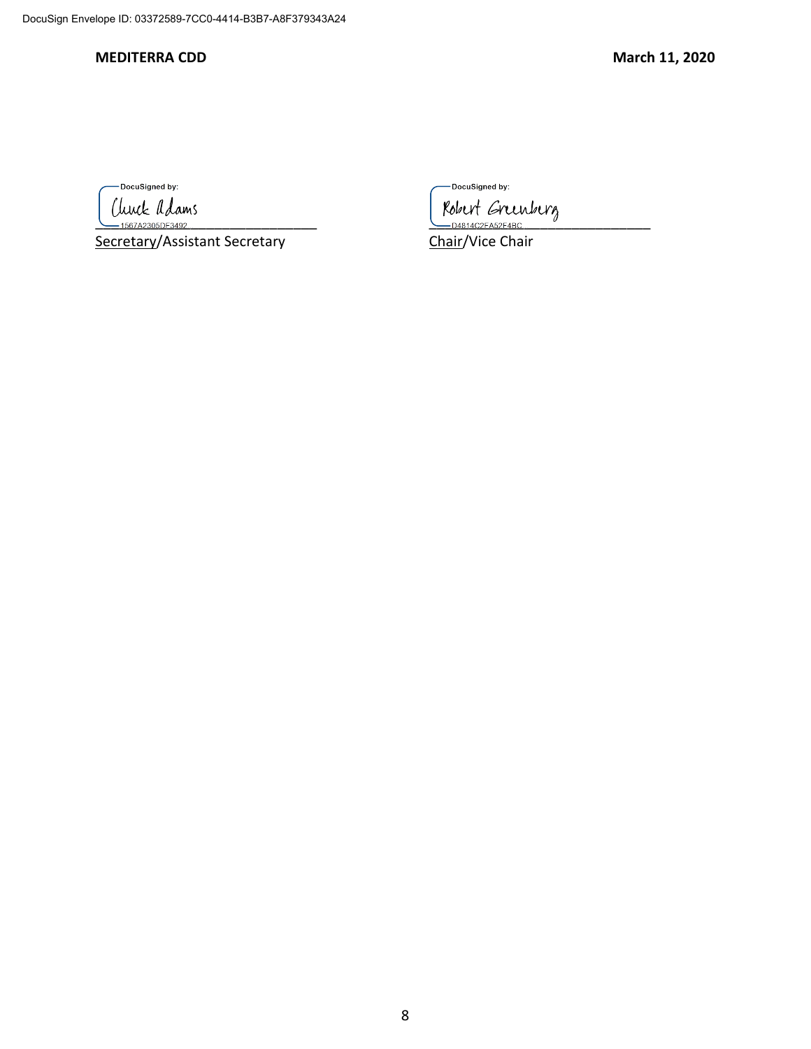DocuSign Envelope ID: 03372589-7CC0-4414-B3B7-A8F379343A24

**MEDITERRA CDD** **March 11, 2020**

DocuSigned by:
Chuck Adams
1567A2305DE3492

Secretary/Assistant Secretary

DocuSigned by:
Robert Greenberg
D4814C2FA52F4BC

Chair/Vice Chair